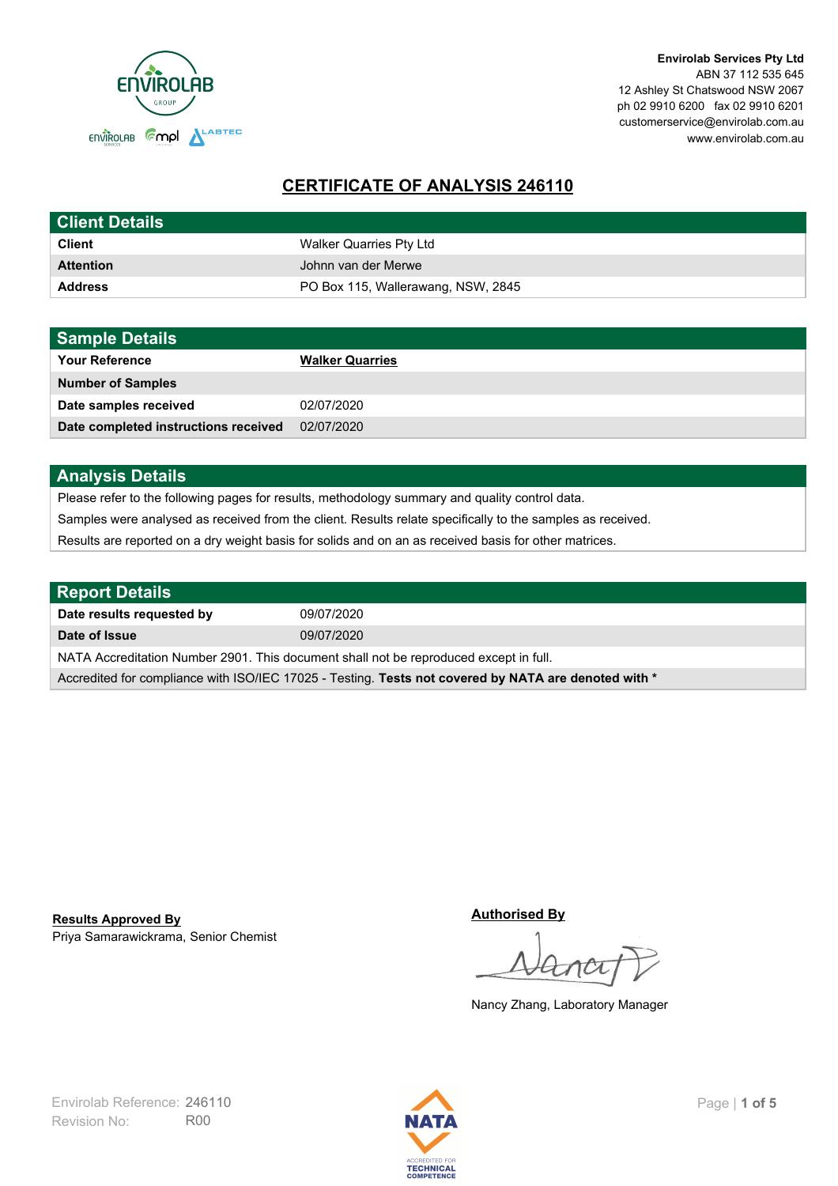Envirolab Services Pty Ltd
ABN 37 112 535 645
12 Ashley St Chatswood NSW 2067
ph 02 9910 6200 fax 02 9910 6201
customerservice@envirolab.com.au
www.envirolab.com.au

# CERTIFICATE OF ANALYSIS 246110

## Client Details

| | |
|---|---|
| **Client** | Walker Quarries Pty Ltd |
| **Attention** | Johnn van der Merwe |
| **Address** | PO Box 115, Wallerawang, NSW, 2845 |

## Sample Details

| | |
|---|---|
| **Your Reference** | **Walker Quarries** |
| **Number of Samples** | |
| **Date samples received** | 02/07/2020 |
| **Date completed instructions received** | 02/07/2020 |

## Analysis Details

Please refer to the following pages for results, methodology summary and quality control data.

Samples were analysed as received from the client. Results relate specifically to the samples as received.

Results are reported on a dry weight basis for solids and on an as received basis for other matrices.

## Report Details

| | |
|---|---|
| **Date results requested by** | 09/07/2020 |
| **Date of Issue** | 09/07/2020 |

NATA Accreditation Number 2901. This document shall not be reproduced except in full.

Accredited for compliance with ISO/IEC 17025 - Testing. **Tests not covered by NATA are denoted with ***

**Results Approved By**
Priya Samarawickrama, Senior Chemist

**Authorised By**

Nancy Zhang, Laboratory Manager

Envirolab Reference: 246110
Revision No: R00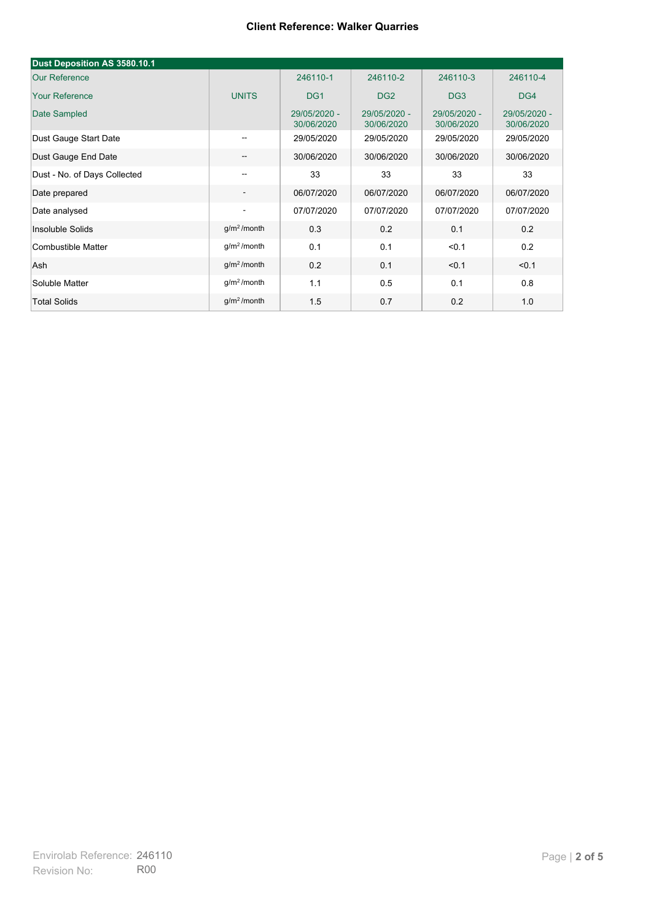**Client Reference: Walker Quarries**

| Dust Deposition AS 3580.10.1 | | | | | |
|---|---|---|---|---|---|
| Our Reference | | 246110-1 | 246110-2 | 246110-3 | 246110-4 |
| Your Reference | UNITS | DG1 | DG2 | DG3 | DG4 |
| Date Sampled | | 29/05/2020 - 30/06/2020 | 29/05/2020 - 30/06/2020 | 29/05/2020 - 30/06/2020 | 29/05/2020 - 30/06/2020 |
| Dust Gauge Start Date | -- | 29/05/2020 | 29/05/2020 | 29/05/2020 | 29/05/2020 |
| Dust Gauge End Date | -- | 30/06/2020 | 30/06/2020 | 30/06/2020 | 30/06/2020 |
| Dust - No. of Days Collected | -- | 33 | 33 | 33 | 33 |
| Date prepared | - | 06/07/2020 | 06/07/2020 | 06/07/2020 | 06/07/2020 |
| Date analysed | - | 07/07/2020 | 07/07/2020 | 07/07/2020 | 07/07/2020 |
| Insoluble Solids | $g/m^2$ /month | 0.3 | 0.2 | 0.1 | 0.2 |
| Combustible Matter | $g/m^2$ /month | 0.1 | 0.1 | <0.1 | 0.2 |
| Ash | $g/m^2$ /month | 0.2 | 0.1 | <0.1 | <0.1 |
| Soluble Matter | $g/m^2$ /month | 1.1 | 0.5 | 0.1 | 0.8 |
| Total Solids | $g/m^2$ /month | 1.5 | 0.7 | 0.2 | 1.0 |

Envirolab Reference: 246110
Revision No: R00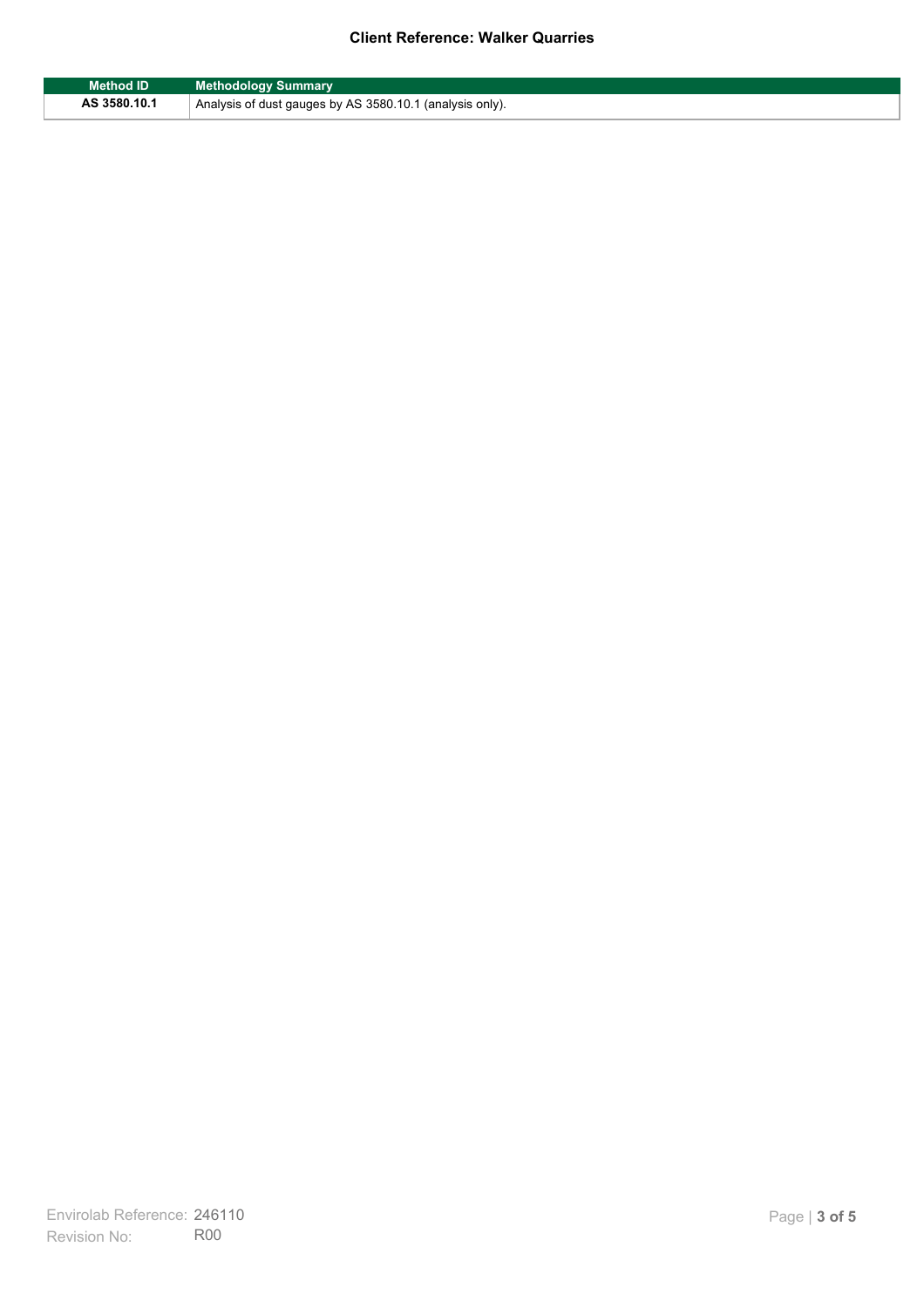**Client Reference: Walker Quarries**

| Method ID | Methodology Summary |
| --- | --- |
| AS 3580.10.1 | Analysis of dust gauges by AS 3580.10.1 (analysis only). |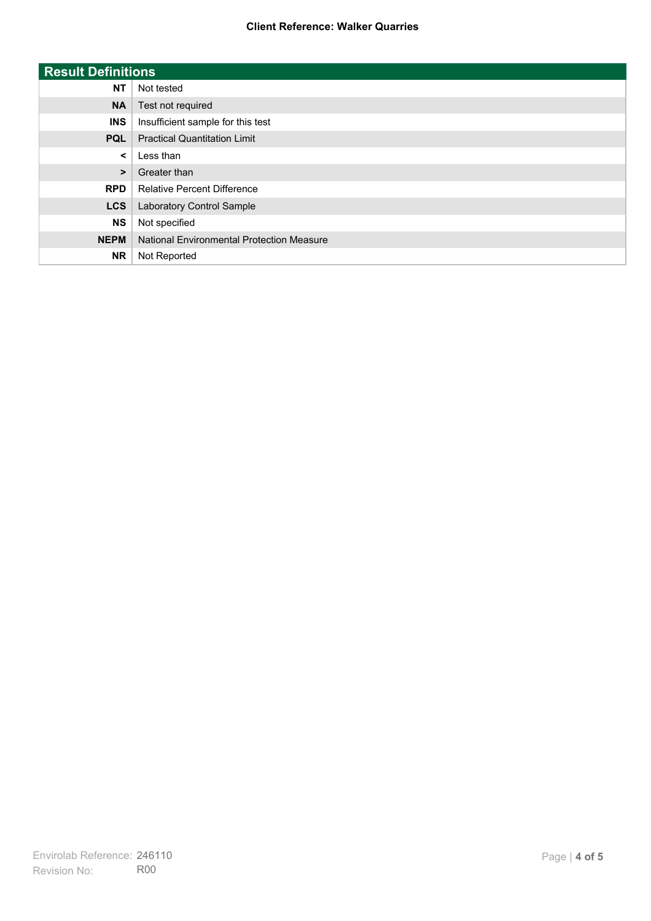**Client Reference: Walker Quarries**

| Result Definitions | |
|---|---|
| **NT** | Not tested |
| **NA** | Test not required |
| **INS** | Insufficient sample for this test |
| **PQL** | Practical Quantitation Limit |
| **<** | Less than |
| **>** | Greater than |
| **RPD** | Relative Percent Difference |
| **LCS** | Laboratory Control Sample |
| **NS** | Not specified |
| **NEPM** | National Environmental Protection Measure |
| **NR** | Not Reported |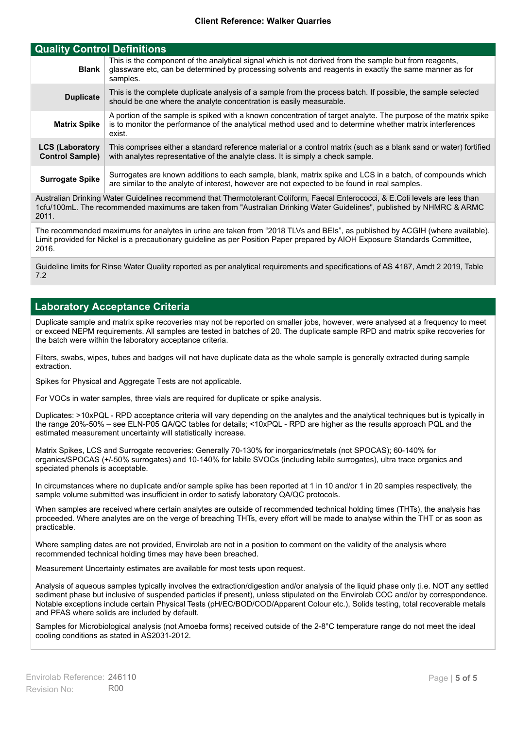## Quality Control Definitions

| | |
|---|---|
| **Blank** | This is the component of the analytical signal which is not derived from the sample but from reagents, glassware etc, can be determined by processing solvents and reagents in exactly the same manner as for samples. |
| **Duplicate** | This is the complete duplicate analysis of a sample from the process batch. If possible, the sample selected should be one where the analyte concentration is easily measurable. |
| **Matrix Spike** | A portion of the sample is spiked with a known concentration of target analyte. The purpose of the matrix spike is to monitor the performance of the analytical method used and to determine whether matrix interferences exist. |
| **LCS (Laboratory Control Sample)** | This comprises either a standard reference material or a control matrix (such as a blank sand or water) fortified with analytes representative of the analyte class. It is simply a check sample. |
| **Surrogate Spike** | Surrogates are known additions to each sample, blank, matrix spike and LCS in a batch, of compounds which are similar to the analyte of interest, however are not expected to be found in real samples. |

Australian Drinking Water Guidelines recommend that Thermotolerant Coliform, Faecal Enterococci, & E.Coli levels are less than 1cfu/100mL. The recommended maximums are taken from "Australian Drinking Water Guidelines", published by NHMRC & ARMC 2011.

The recommended maximums for analytes in urine are taken from “2018 TLVs and BEIs”, as published by ACGIH (where available). Limit provided for Nickel is a precautionary guideline as per Position Paper prepared by AIOH Exposure Standards Committee, 2016.

Guideline limits for Rinse Water Quality reported as per analytical requirements and specifications of AS 4187, Amdt 2 2019, Table 7.2

## Laboratory Acceptance Criteria

Duplicate sample and matrix spike recoveries may not be reported on smaller jobs, however, were analysed at a frequency to meet or exceed NEPM requirements. All samples are tested in batches of 20. The duplicate sample RPD and matrix spike recoveries for the batch were within the laboratory acceptance criteria.

Filters, swabs, wipes, tubes and badges will not have duplicate data as the whole sample is generally extracted during sample extraction.

Spikes for Physical and Aggregate Tests are not applicable.

For VOCs in water samples, three vials are required for duplicate or spike analysis.

Duplicates: >10xPQL - RPD acceptance criteria will vary depending on the analytes and the analytical techniques but is typically in the range 20%-50% – see ELN-P05 QA/QC tables for details; <10xPQL - RPD are higher as the results approach PQL and the estimated measurement uncertainty will statistically increase.

Matrix Spikes, LCS and Surrogate recoveries: Generally 70-130% for inorganics/metals (not SPOCAS); 60-140% for organics/SPOCAS (+/-50% surrogates) and 10-140% for labile SVOCs (including labile surrogates), ultra trace organics and speciated phenols is acceptable.

In circumstances where no duplicate and/or sample spike has been reported at 1 in 10 and/or 1 in 20 samples respectively, the sample volume submitted was insufficient in order to satisfy laboratory QA/QC protocols.

When samples are received where certain analytes are outside of recommended technical holding times (THTs), the analysis has proceeded. Where analytes are on the verge of breaching THTs, every effort will be made to analyse within the THT or as soon as practicable.

Where sampling dates are not provided, Envirolab are not in a position to comment on the validity of the analysis where recommended technical holding times may have been breached.

Measurement Uncertainty estimates are available for most tests upon request.

Analysis of aqueous samples typically involves the extraction/digestion and/or analysis of the liquid phase only (i.e. NOT any settled sediment phase but inclusive of suspended particles if present), unless stipulated on the Envirolab COC and/or by correspondence. Notable exceptions include certain Physical Tests (pH/EC/BOD/COD/Apparent Colour etc.), Solids testing, total recoverable metals and PFAS where solids are included by default.

Samples for Microbiological analysis (not Amoeba forms) received outside of the 2-8°C temperature range do not meet the ideal cooling conditions as stated in AS2031-2012.